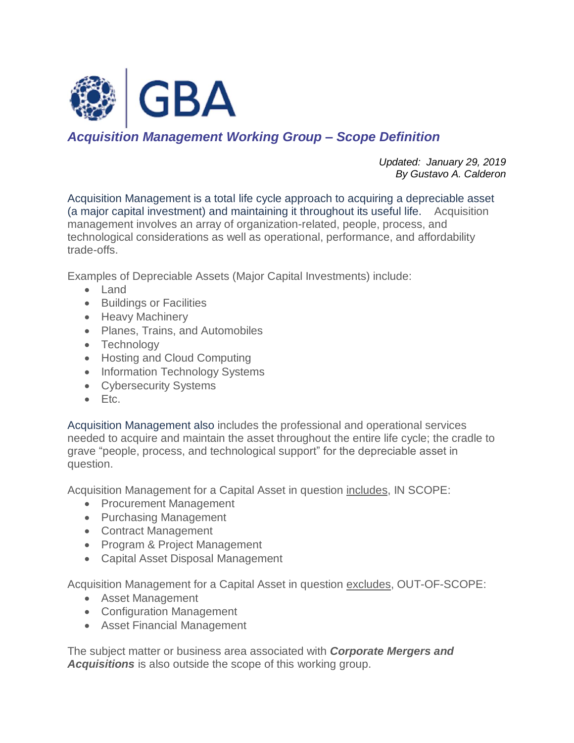GBA

## *Acquisition Management Working Group – Scope Definition*

*Updated: January 29, 2019*
*By Gustavo A. Calderon*

Acquisition Management is a total life cycle approach to acquiring a depreciable asset (a major capital investment) and maintaining it throughout its useful life. Acquisition management involves an array of organization-related, people, process, and technological considerations as well as operational, performance, and affordability trade-offs.

Examples of Depreciable Assets (Major Capital Investments) include:

- Land
- Buildings or Facilities
- Heavy Machinery
- Planes, Trains, and Automobiles
- Technology
- Hosting and Cloud Computing
- Information Technology Systems
- Cybersecurity Systems
- Etc.

Acquisition Management also includes the professional and operational services needed to acquire and maintain the asset throughout the entire life cycle; the cradle to grave "people, process, and technological support" for the depreciable asset in question.

Acquisition Management for a Capital Asset in question includes, IN SCOPE:

- Procurement Management
- Purchasing Management
- Contract Management
- Program & Project Management
- Capital Asset Disposal Management

Acquisition Management for a Capital Asset in question excludes, OUT-OF-SCOPE:

- Asset Management
- Configuration Management
- Asset Financial Management

The subject matter or business area associated with ***Corporate Mergers and Acquisitions*** is also outside the scope of this working group.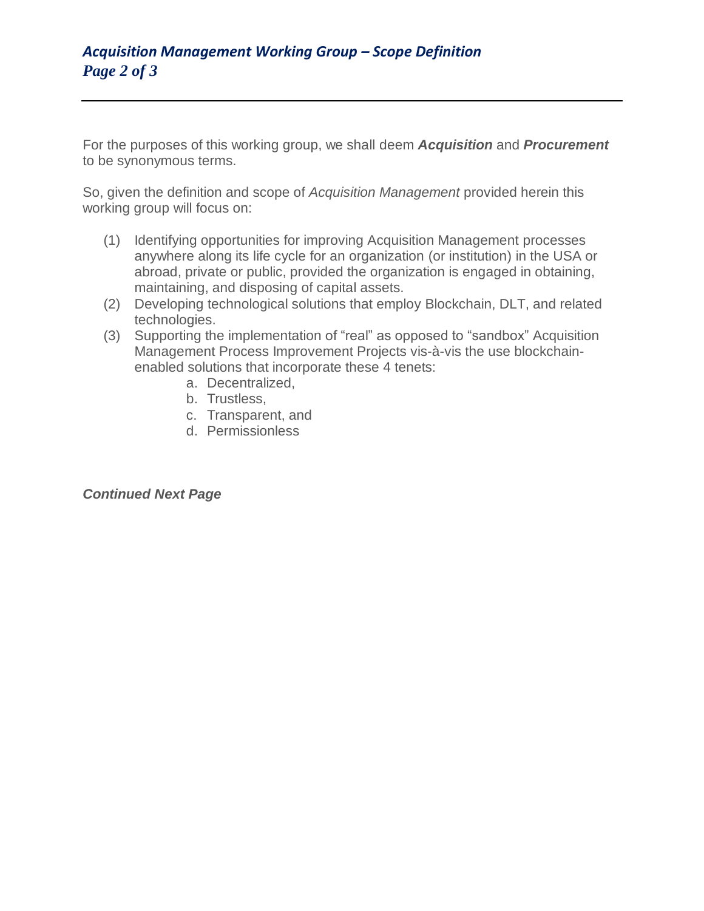For the purposes of this working group, we shall deem ***Acquisition*** and ***Procurement*** to be synonymous terms.

So, given the definition and scope of *Acquisition Management* provided herein this working group will focus on:

(1) Identifying opportunities for improving Acquisition Management processes anywhere along its life cycle for an organization (or institution) in the USA or abroad, private or public, provided the organization is engaged in obtaining, maintaining, and disposing of capital assets.

(2) Developing technological solutions that employ Blockchain, DLT, and related technologies.

(3) Supporting the implementation of "real" as opposed to "sandbox" Acquisition Management Process Improvement Projects vis-à-vis the use blockchain-enabled solutions that incorporate these 4 tenets:
   a. Decentralized,
   b. Trustless,
   c. Transparent, and
   d. Permissionless

***Continued Next Page***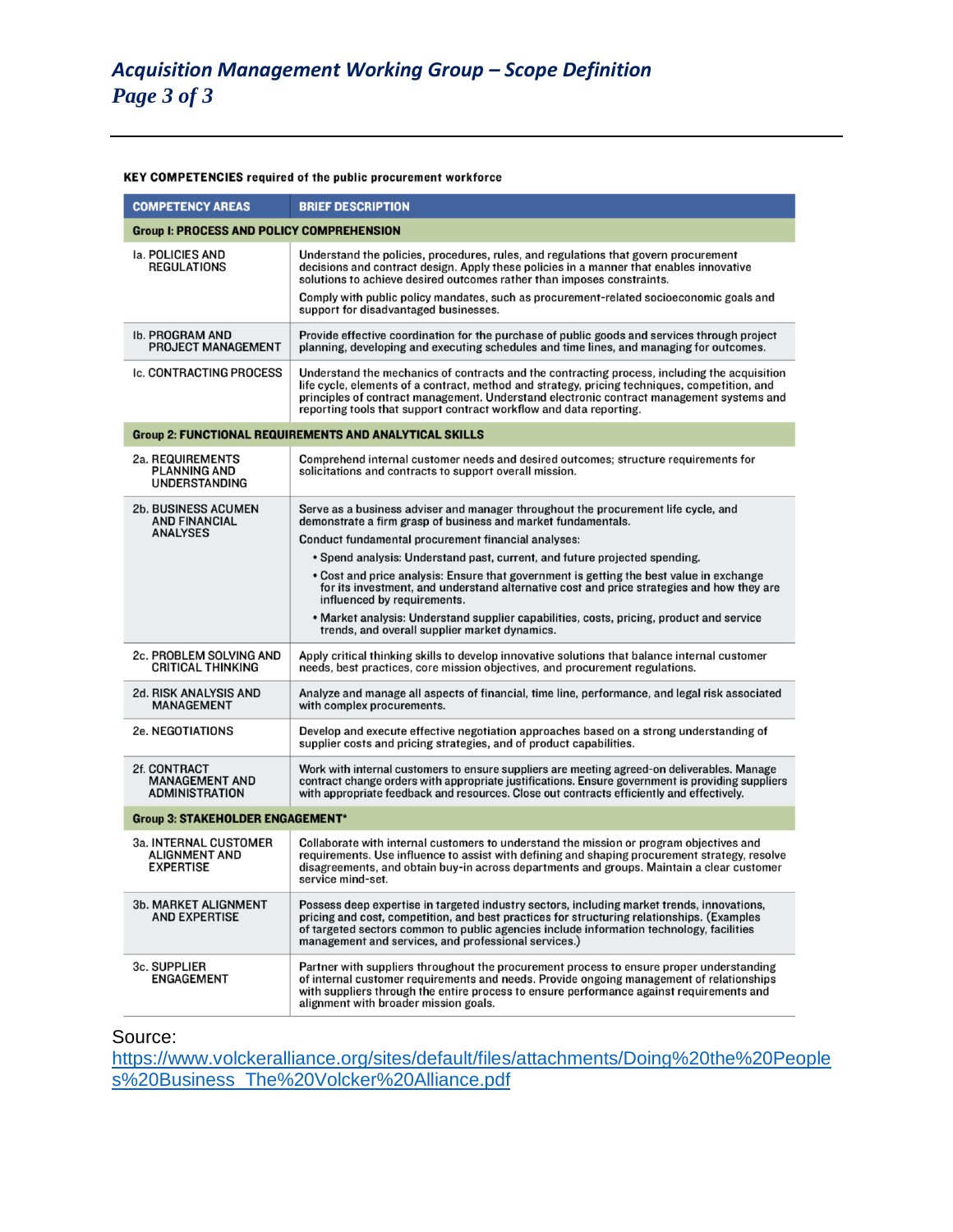**KEY COMPETENCIES** required of the public procurement workforce

| COMPETENCY AREAS | BRIEF DESCRIPTION |
|---|---|
| **Group I: PROCESS AND POLICY COMPREHENSION** | |
| Ia. POLICIES AND REGULATIONS | Understand the policies, procedures, rules, and regulations that govern procurement decisions and contract design. Apply these policies in a manner that enables innovative solutions to achieve desired outcomes rather than imposes constraints.<br><br>Comply with public policy mandates, such as procurement-related socioeconomic goals and support for disadvantaged businesses. |
| Ib. PROGRAM AND PROJECT MANAGEMENT | Provide effective coordination for the purchase of public goods and services through project planning, developing and executing schedules and time lines, and managing for outcomes. |
| Ic. CONTRACTING PROCESS | Understand the mechanics of contracts and the contracting process, including the acquisition life cycle, elements of a contract, method and strategy, pricing techniques, competition, and principles of contract management. Understand electronic contract management systems and reporting tools that support contract workflow and data reporting. |
| **Group 2: FUNCTIONAL REQUIREMENTS AND ANALYTICAL SKILLS** | |
| 2a. REQUIREMENTS PLANNING AND UNDERSTANDING | Comprehend internal customer needs and desired outcomes; structure requirements for solicitations and contracts to support overall mission. |
| 2b. BUSINESS ACUMEN AND FINANCIAL ANALYSES | Serve as a business adviser and manager throughout the procurement life cycle, and demonstrate a firm grasp of business and market fundamentals.<br><br>Conduct fundamental procurement financial analyses:<br>• Spend analysis: Understand past, current, and future projected spending.<br>• Cost and price analysis: Ensure that government is getting the best value in exchange for its investment, and understand alternative cost and price strategies and how they are influenced by requirements.<br>• Market analysis: Understand supplier capabilities, costs, pricing, product and service trends, and overall supplier market dynamics. |
| 2c. PROBLEM SOLVING AND CRITICAL THINKING | Apply critical thinking skills to develop innovative solutions that balance internal customer needs, best practices, core mission objectives, and procurement regulations. |
| 2d. RISK ANALYSIS AND MANAGEMENT | Analyze and manage all aspects of financial, time line, performance, and legal risk associated with complex procurements. |
| 2e. NEGOTIATIONS | Develop and execute effective negotiation approaches based on a strong understanding of supplier costs and pricing strategies, and of product capabilities. |
| 2f. CONTRACT MANAGEMENT AND ADMINISTRATION | Work with internal customers to ensure suppliers are meeting agreed-on deliverables. Manage contract change orders with appropriate justifications. Ensure government is providing suppliers with appropriate feedback and resources. Close out contracts efficiently and effectively. |
| **Group 3: STAKEHOLDER ENGAGEMENT*** | |
| 3a. INTERNAL CUSTOMER ALIGNMENT AND EXPERTISE | Collaborate with internal customers to understand the mission or program objectives and requirements. Use influence to assist with defining and shaping procurement strategy, resolve disagreements, and obtain buy-in across departments and groups. Maintain a clear customer service mind-set. |
| 3b. MARKET ALIGNMENT AND EXPERTISE | Possess deep expertise in targeted industry sectors, including market trends, innovations, pricing and cost, competition, and best practices for structuring relationships. (Examples of targeted sectors common to public agencies include information technology, facilities management and services, and professional services.) |
| 3c. SUPPLIER ENGAGEMENT | Partner with suppliers throughout the procurement process to ensure proper understanding of internal customer requirements and needs. Provide ongoing management of relationships with suppliers through the entire process to ensure performance against requirements and alignment with broader mission goals. |

Source:
https://www.volckeralliance.org/sites/default/files/attachments/Doing%20the%20Peoples%20Business_The%20Volcker%20Alliance.pdf